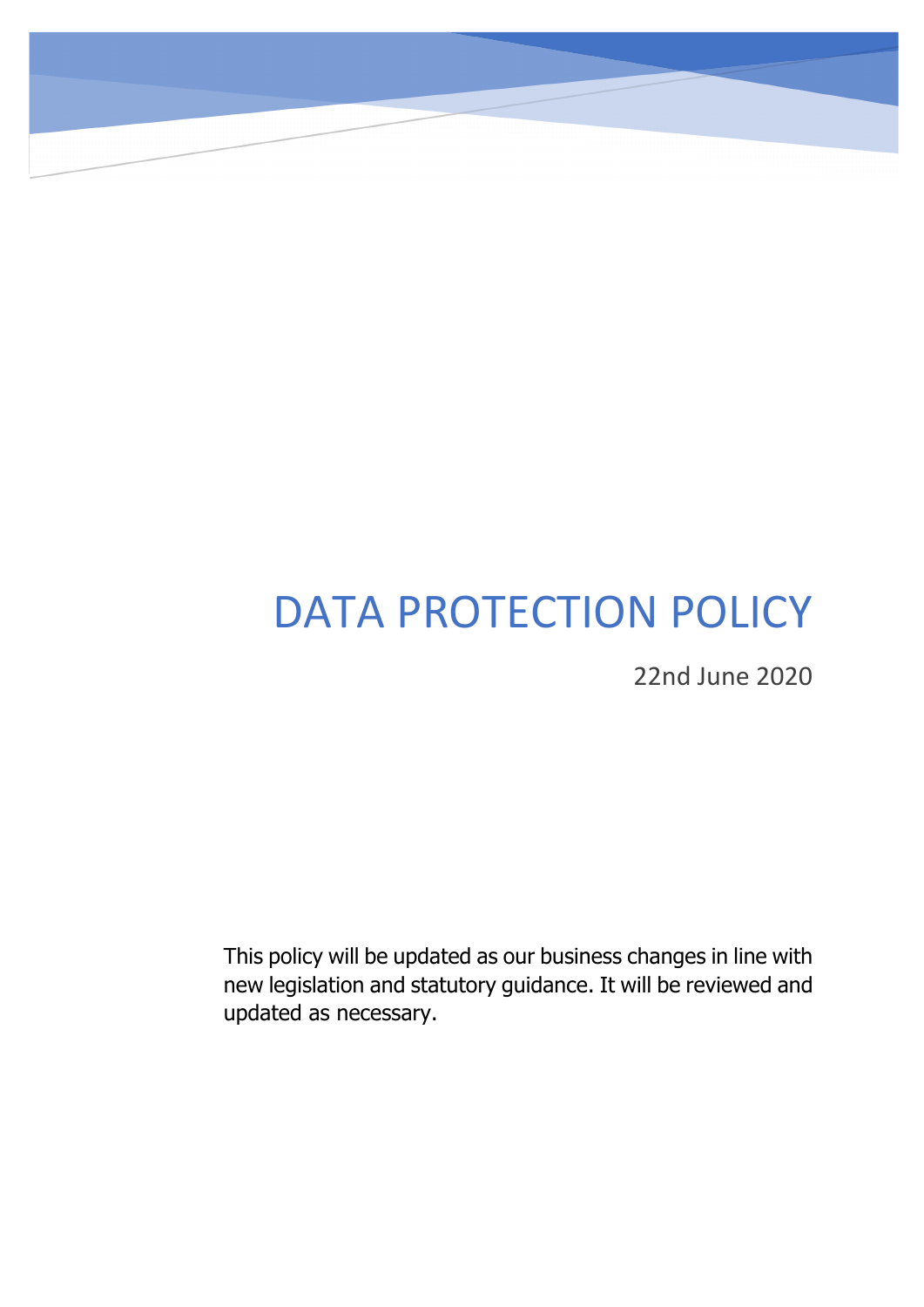# DATA PROTECTION POLICY

22nd June 2020

This policy will be updated as our business changes in line with new legislation and statutory guidance. It will be reviewed and updated as necessary.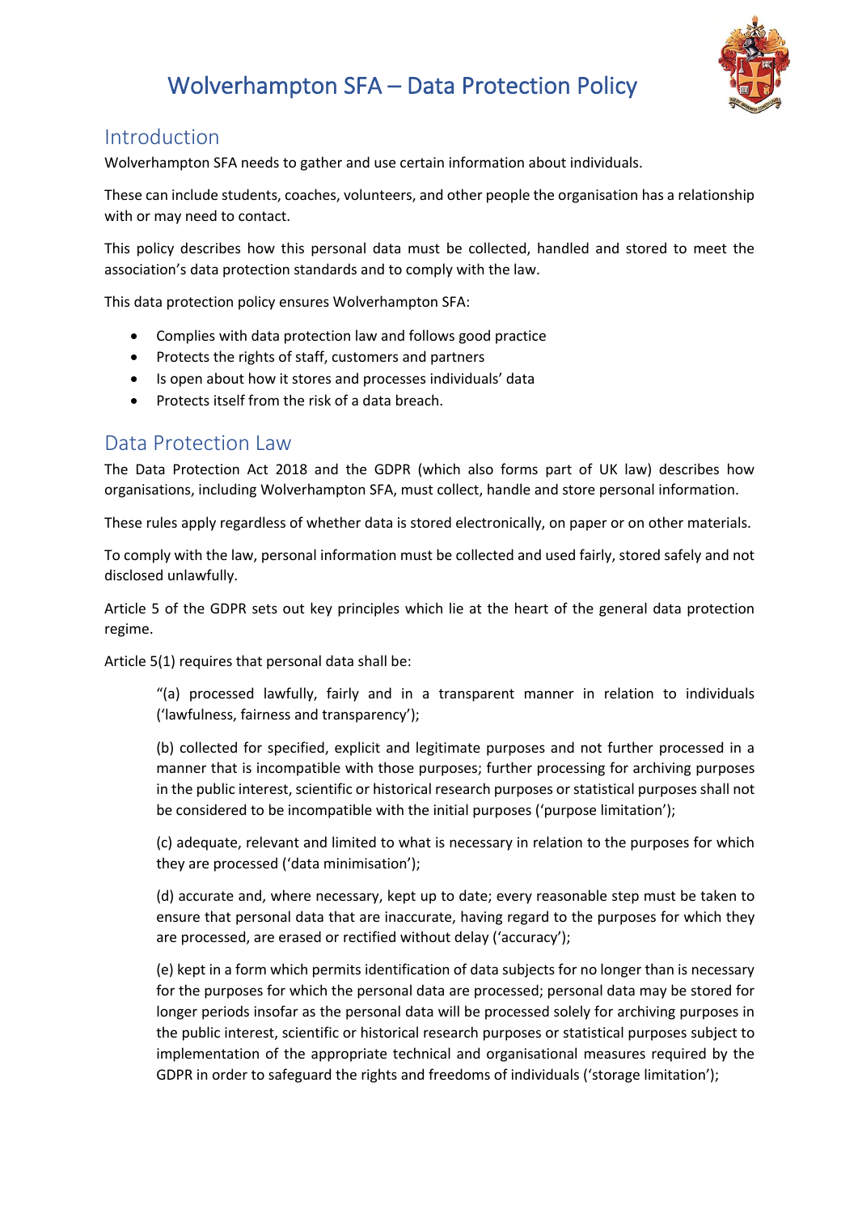# Wolverhampton SFA – Data Protection Policy

## Introduction

Wolverhampton SFA needs to gather and use certain information about individuals.

These can include students, coaches, volunteers, and other people the organisation has a relationship with or may need to contact.

This policy describes how this personal data must be collected, handled and stored to meet the association's data protection standards and to comply with the law.

This data protection policy ensures Wolverhampton SFA:

- Complies with data protection law and follows good practice
- Protects the rights of staff, customers and partners
- Is open about how it stores and processes individuals' data
- Protects itself from the risk of a data breach.

## Data Protection Law

The Data Protection Act 2018 and the GDPR (which also forms part of UK law) describes how organisations, including Wolverhampton SFA, must collect, handle and store personal information.

These rules apply regardless of whether data is stored electronically, on paper or on other materials.

To comply with the law, personal information must be collected and used fairly, stored safely and not disclosed unlawfully.

Article 5 of the GDPR sets out key principles which lie at the heart of the general data protection regime.

Article 5(1) requires that personal data shall be:

> "(a) processed lawfully, fairly and in a transparent manner in relation to individuals ('lawfulness, fairness and transparency');
>
> (b) collected for specified, explicit and legitimate purposes and not further processed in a manner that is incompatible with those purposes; further processing for archiving purposes in the public interest, scientific or historical research purposes or statistical purposes shall not be considered to be incompatible with the initial purposes ('purpose limitation');
>
> (c) adequate, relevant and limited to what is necessary in relation to the purposes for which they are processed ('data minimisation');
>
> (d) accurate and, where necessary, kept up to date; every reasonable step must be taken to ensure that personal data that are inaccurate, having regard to the purposes for which they are processed, are erased or rectified without delay ('accuracy');
>
> (e) kept in a form which permits identification of data subjects for no longer than is necessary for the purposes for which the personal data are processed; personal data may be stored for longer periods insofar as the personal data will be processed solely for archiving purposes in the public interest, scientific or historical research purposes or statistical purposes subject to implementation of the appropriate technical and organisational measures required by the GDPR in order to safeguard the rights and freedoms of individuals ('storage limitation');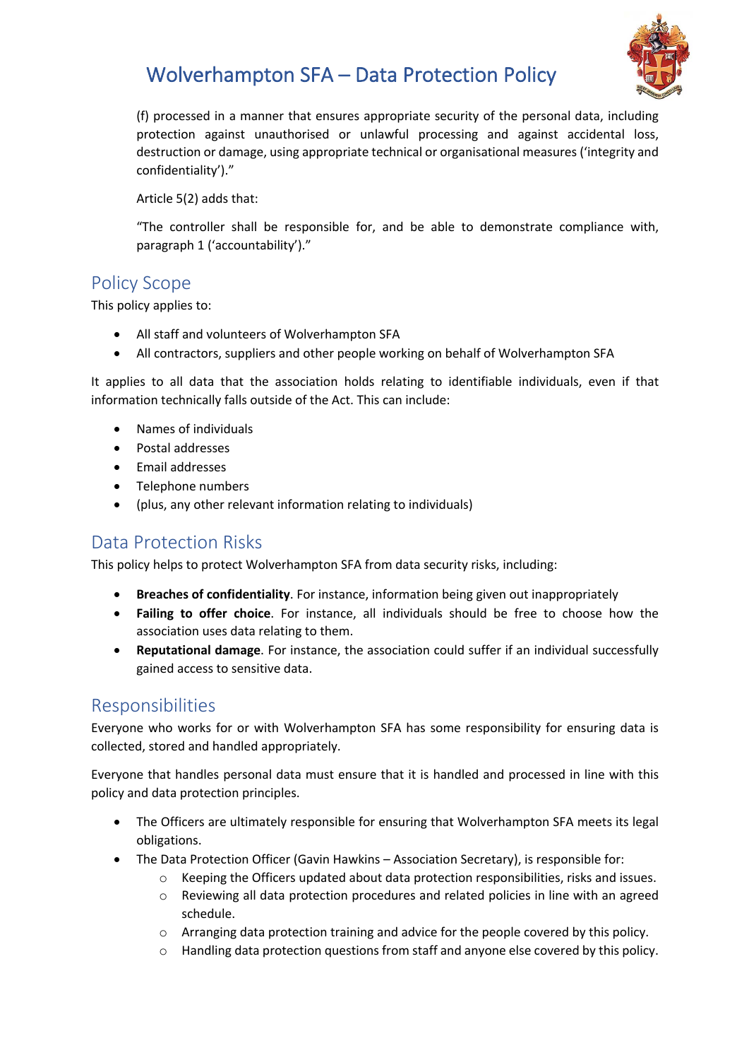(f) processed in a manner that ensures appropriate security of the personal data, including protection against unauthorised or unlawful processing and against accidental loss, destruction or damage, using appropriate technical or organisational measures ('integrity and confidentiality')."

Article 5(2) adds that:

"The controller shall be responsible for, and be able to demonstrate compliance with, paragraph 1 ('accountability')."

## Policy Scope

This policy applies to:

- All staff and volunteers of Wolverhampton SFA
- All contractors, suppliers and other people working on behalf of Wolverhampton SFA

It applies to all data that the association holds relating to identifiable individuals, even if that information technically falls outside of the Act. This can include:

- Names of individuals
- Postal addresses
- Email addresses
- Telephone numbers
- (plus, any other relevant information relating to individuals)

## Data Protection Risks

This policy helps to protect Wolverhampton SFA from data security risks, including:

- **Breaches of confidentiality**. For instance, information being given out inappropriately
- **Failing to offer choice**. For instance, all individuals should be free to choose how the association uses data relating to them.
- **Reputational damage**. For instance, the association could suffer if an individual successfully gained access to sensitive data.

## Responsibilities

Everyone who works for or with Wolverhampton SFA has some responsibility for ensuring data is collected, stored and handled appropriately.

Everyone that handles personal data must ensure that it is handled and processed in line with this policy and data protection principles.

- The Officers are ultimately responsible for ensuring that Wolverhampton SFA meets its legal obligations.
- The Data Protection Officer (Gavin Hawkins – Association Secretary), is responsible for:
  - Keeping the Officers updated about data protection responsibilities, risks and issues.
  - Reviewing all data protection procedures and related policies in line with an agreed schedule.
  - Arranging data protection training and advice for the people covered by this policy.
  - Handling data protection questions from staff and anyone else covered by this policy.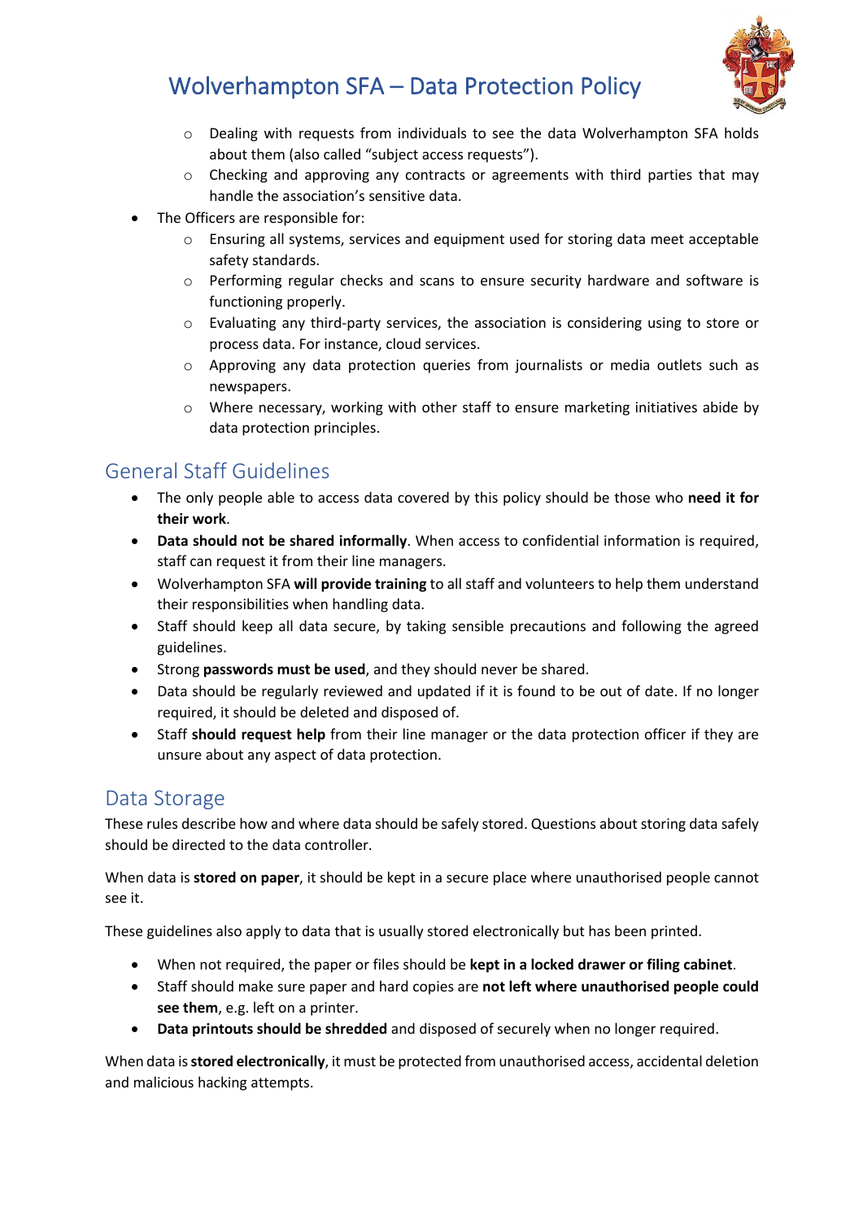- Dealing with requests from individuals to see the data Wolverhampton SFA holds about them (also called "subject access requests").
  - Checking and approving any contracts or agreements with third parties that may handle the association's sensitive data.
- The Officers are responsible for:
  - Ensuring all systems, services and equipment used for storing data meet acceptable safety standards.
  - Performing regular checks and scans to ensure security hardware and software is functioning properly.
  - Evaluating any third-party services, the association is considering using to store or process data. For instance, cloud services.
  - Approving any data protection queries from journalists or media outlets such as newspapers.
  - Where necessary, working with other staff to ensure marketing initiatives abide by data protection principles.

## General Staff Guidelines

- The only people able to access data covered by this policy should be those who **need it for their work**.
- **Data should not be shared informally**. When access to confidential information is required, staff can request it from their line managers.
- Wolverhampton SFA **will provide training** to all staff and volunteers to help them understand their responsibilities when handling data.
- Staff should keep all data secure, by taking sensible precautions and following the agreed guidelines.
- Strong **passwords must be used**, and they should never be shared.
- Data should be regularly reviewed and updated if it is found to be out of date. If no longer required, it should be deleted and disposed of.
- Staff **should request help** from their line manager or the data protection officer if they are unsure about any aspect of data protection.

## Data Storage

These rules describe how and where data should be safely stored. Questions about storing data safely should be directed to the data controller.

When data is **stored on paper**, it should be kept in a secure place where unauthorised people cannot see it.

These guidelines also apply to data that is usually stored electronically but has been printed.

- When not required, the paper or files should be **kept in a locked drawer or filing cabinet**.
- Staff should make sure paper and hard copies are **not left where unauthorised people could see them**, e.g. left on a printer.
- **Data printouts should be shredded** and disposed of securely when no longer required.

When data is **stored electronically**, it must be protected from unauthorised access, accidental deletion and malicious hacking attempts.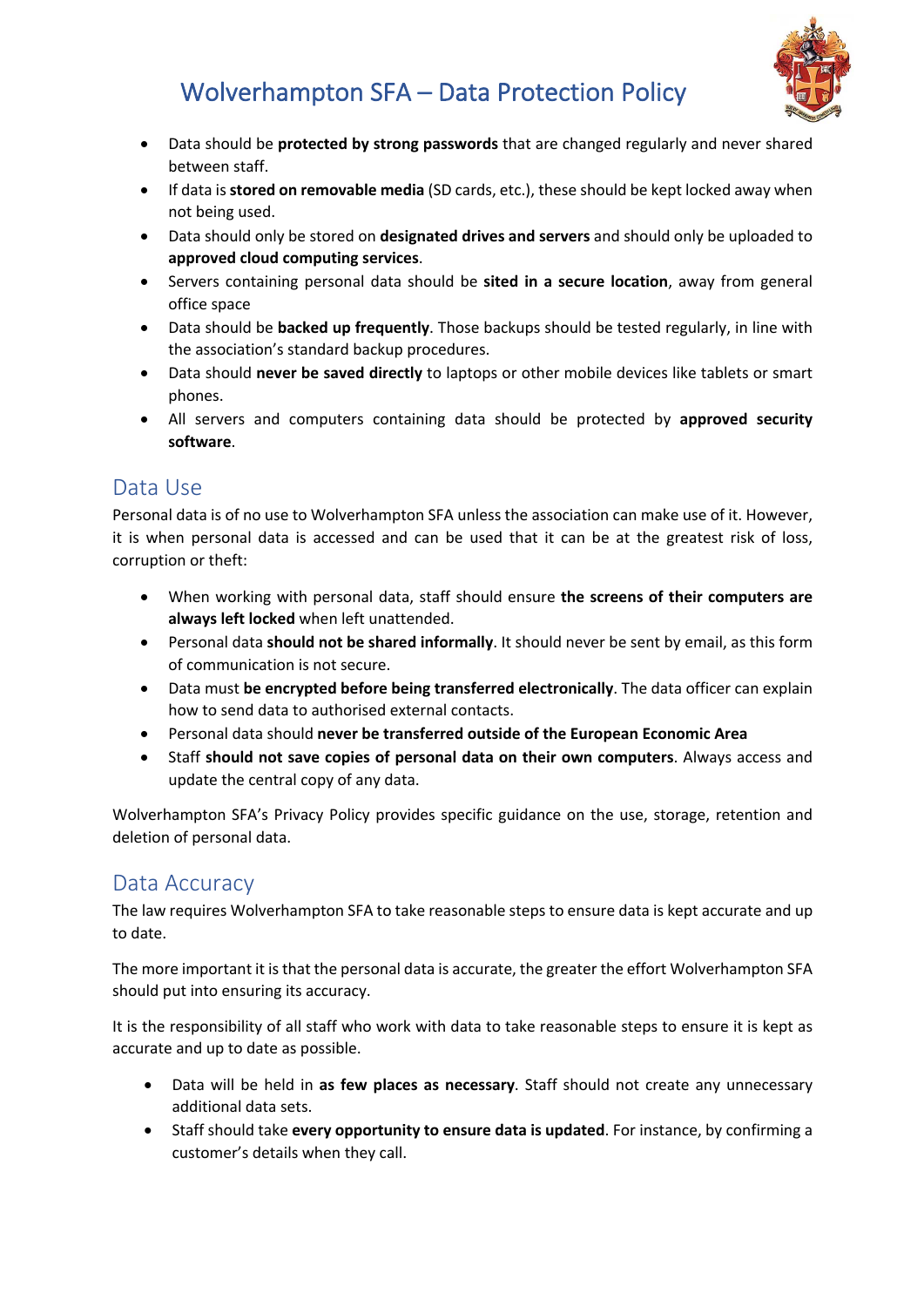- Data should be **protected by strong passwords** that are changed regularly and never shared between staff.
- If data is **stored on removable media** (SD cards, etc.), these should be kept locked away when not being used.
- Data should only be stored on **designated drives and servers** and should only be uploaded to **approved cloud computing services**.
- Servers containing personal data should be **sited in a secure location**, away from general office space
- Data should be **backed up frequently**. Those backups should be tested regularly, in line with the association's standard backup procedures.
- Data should **never be saved directly** to laptops or other mobile devices like tablets or smart phones.
- All servers and computers containing data should be protected by **approved security software**.

## Data Use

Personal data is of no use to Wolverhampton SFA unless the association can make use of it. However, it is when personal data is accessed and can be used that it can be at the greatest risk of loss, corruption or theft:

- When working with personal data, staff should ensure **the screens of their computers are always left locked** when left unattended.
- Personal data **should not be shared informally**. It should never be sent by email, as this form of communication is not secure.
- Data must **be encrypted before being transferred electronically**. The data officer can explain how to send data to authorised external contacts.
- Personal data should **never be transferred outside of the European Economic Area**
- Staff **should not save copies of personal data on their own computers**. Always access and update the central copy of any data.

Wolverhampton SFA's Privacy Policy provides specific guidance on the use, storage, retention and deletion of personal data.

## Data Accuracy

The law requires Wolverhampton SFA to take reasonable steps to ensure data is kept accurate and up to date.

The more important it is that the personal data is accurate, the greater the effort Wolverhampton SFA should put into ensuring its accuracy.

It is the responsibility of all staff who work with data to take reasonable steps to ensure it is kept as accurate and up to date as possible.

- Data will be held in **as few places as necessary**. Staff should not create any unnecessary additional data sets.
- Staff should take **every opportunity to ensure data is updated**. For instance, by confirming a customer's details when they call.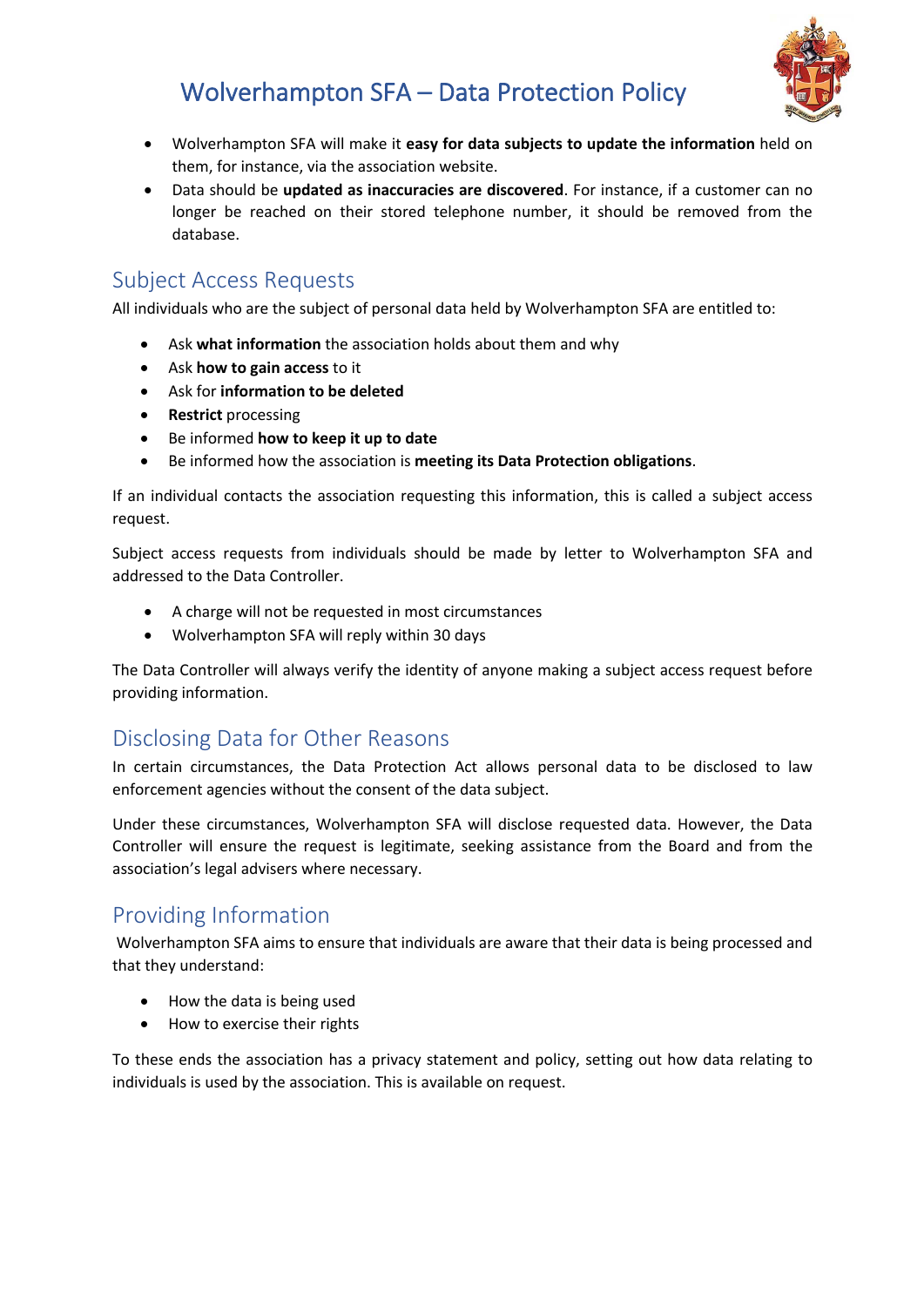- Wolverhampton SFA will make it **easy for data subjects to update the information** held on them, for instance, via the association website.
- Data should be **updated as inaccuracies are discovered**. For instance, if a customer can no longer be reached on their stored telephone number, it should be removed from the database.

## Subject Access Requests

All individuals who are the subject of personal data held by Wolverhampton SFA are entitled to:

- Ask **what information** the association holds about them and why
- Ask **how to gain access** to it
- Ask for **information to be deleted**
- **Restrict** processing
- Be informed **how to keep it up to date**
- Be informed how the association is **meeting its Data Protection obligations**.

If an individual contacts the association requesting this information, this is called a subject access request.

Subject access requests from individuals should be made by letter to Wolverhampton SFA and addressed to the Data Controller.

- A charge will not be requested in most circumstances
- Wolverhampton SFA will reply within 30 days

The Data Controller will always verify the identity of anyone making a subject access request before providing information.

## Disclosing Data for Other Reasons

In certain circumstances, the Data Protection Act allows personal data to be disclosed to law enforcement agencies without the consent of the data subject.

Under these circumstances, Wolverhampton SFA will disclose requested data. However, the Data Controller will ensure the request is legitimate, seeking assistance from the Board and from the association's legal advisers where necessary.

## Providing Information

Wolverhampton SFA aims to ensure that individuals are aware that their data is being processed and that they understand:

- How the data is being used
- How to exercise their rights

To these ends the association has a privacy statement and policy, setting out how data relating to individuals is used by the association. This is available on request.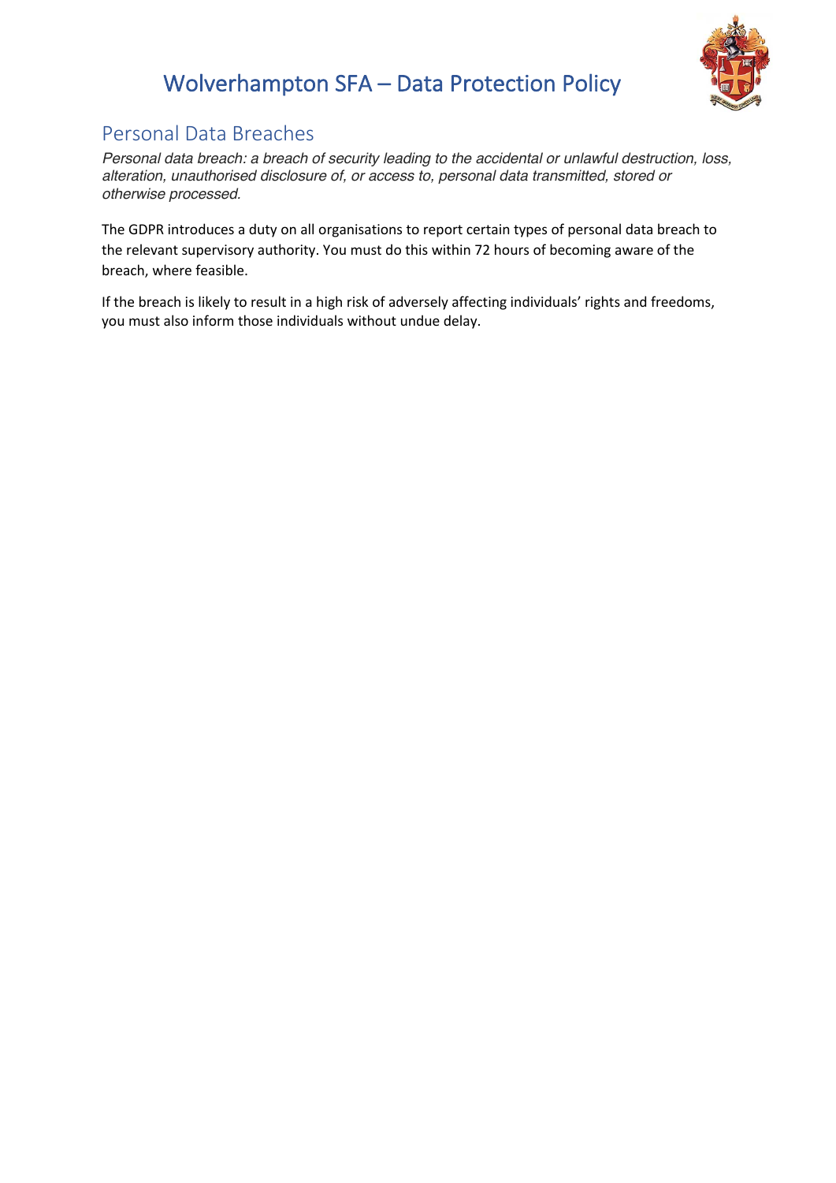## Personal Data Breaches

*Personal data breach: a breach of security leading to the accidental or unlawful destruction, loss, alteration, unauthorised disclosure of, or access to, personal data transmitted, stored or otherwise processed.*

The GDPR introduces a duty on all organisations to report certain types of personal data breach to the relevant supervisory authority. You must do this within 72 hours of becoming aware of the breach, where feasible.

If the breach is likely to result in a high risk of adversely affecting individuals' rights and freedoms, you must also inform those individuals without undue delay.